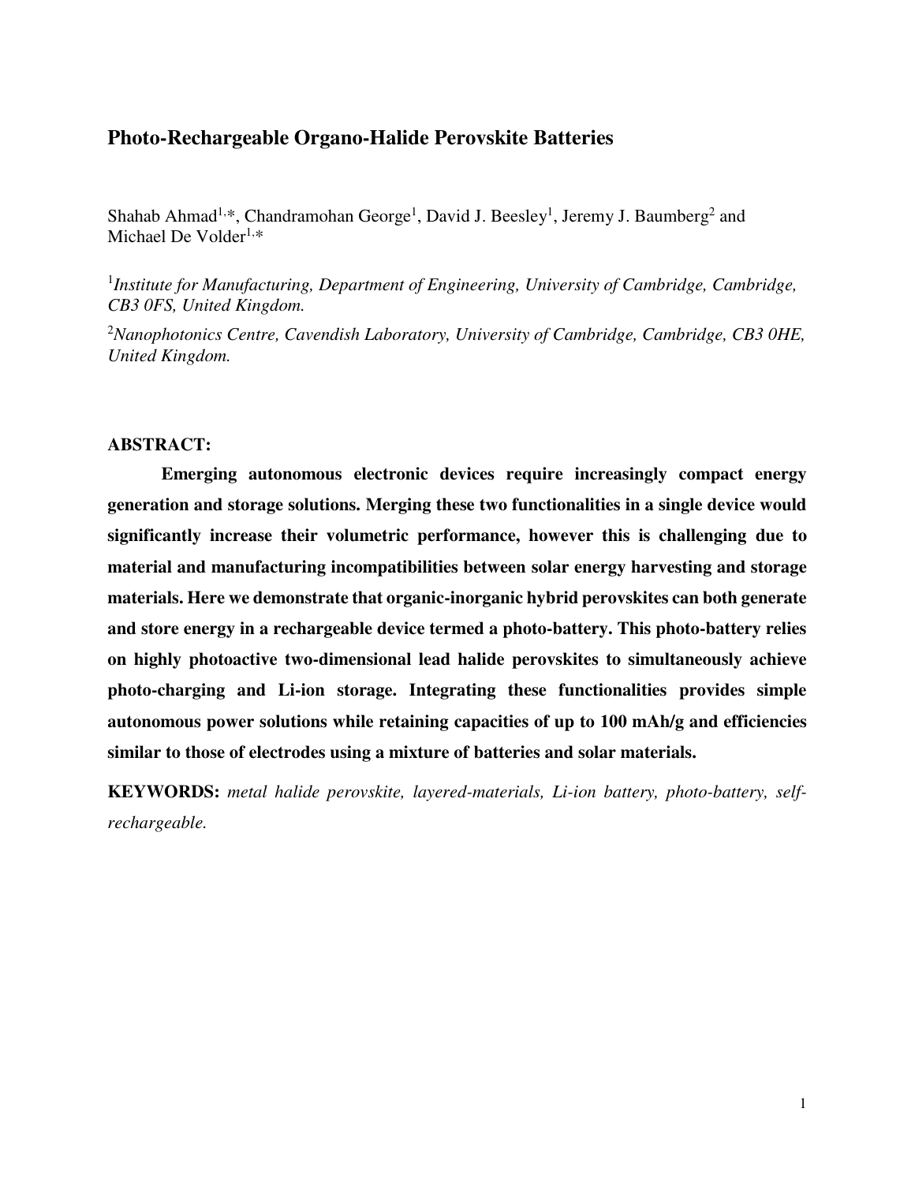# Photo-Rechargeable Organo-Halide Perovskite Batteries

Shahab Ahmad[1,*], Chandramohan George[1], David J. Beesley[1], Jeremy J. Baumberg[2] and Michael De Volder[1,*]

[1]*Institute for Manufacturing, Department of Engineering, University of Cambridge, Cambridge, CB3 0FS, United Kingdom.*

[2]*Nanophotonics Centre, Cavendish Laboratory, University of Cambridge, Cambridge, CB3 0HE, United Kingdom.*

**ABSTRACT:**

**Emerging autonomous electronic devices require increasingly compact energy generation and storage solutions. Merging these two functionalities in a single device would significantly increase their volumetric performance, however this is challenging due to material and manufacturing incompatibilities between solar energy harvesting and storage materials. Here we demonstrate that organic-inorganic hybrid perovskites can both generate and store energy in a rechargeable device termed a photo-battery. This photo-battery relies on highly photoactive two-dimensional lead halide perovskites to simultaneously achieve photo-charging and Li-ion storage. Integrating these functionalities provides simple autonomous power solutions while retaining capacities of up to 100 mAh/g and efficiencies similar to those of electrodes using a mixture of batteries and solar materials.**

**KEYWORDS:** *metal halide perovskite, layered-materials, Li-ion battery, photo-battery, self-rechargeable.*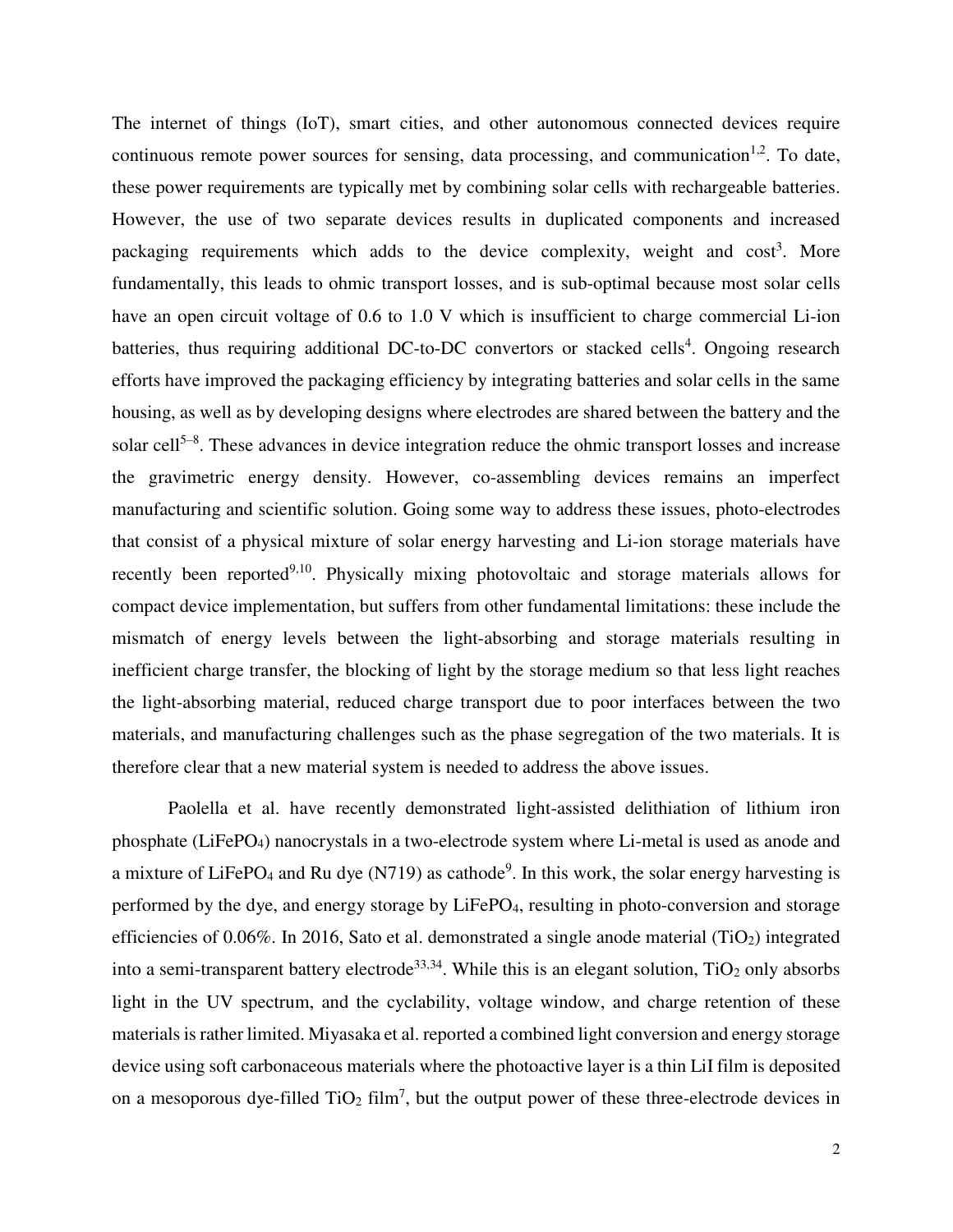The internet of things (IoT), smart cities, and other autonomous connected devices require continuous remote power sources for sensing, data processing, and communication[1,2]. To date, these power requirements are typically met by combining solar cells with rechargeable batteries. However, the use of two separate devices results in duplicated components and increased packaging requirements which adds to the device complexity, weight and cost[3]. More fundamentally, this leads to ohmic transport losses, and is sub-optimal because most solar cells have an open circuit voltage of 0.6 to 1.0 V which is insufficient to charge commercial Li-ion batteries, thus requiring additional DC-to-DC convertors or stacked cells[4]. Ongoing research efforts have improved the packaging efficiency by integrating batteries and solar cells in the same housing, as well as by developing designs where electrodes are shared between the battery and the solar cell[5–8]. These advances in device integration reduce the ohmic transport losses and increase the gravimetric energy density. However, co-assembling devices remains an imperfect manufacturing and scientific solution. Going some way to address these issues, photo-electrodes that consist of a physical mixture of solar energy harvesting and Li-ion storage materials have recently been reported[9,10]. Physically mixing photovoltaic and storage materials allows for compact device implementation, but suffers from other fundamental limitations: these include the mismatch of energy levels between the light-absorbing and storage materials resulting in inefficient charge transfer, the blocking of light by the storage medium so that less light reaches the light-absorbing material, reduced charge transport due to poor interfaces between the two materials, and manufacturing challenges such as the phase segregation of the two materials. It is therefore clear that a new material system is needed to address the above issues.

Paolella et al. have recently demonstrated light-assisted delithiation of lithium iron phosphate ($LiFePO_4$) nanocrystals in a two-electrode system where Li-metal is used as anode and a mixture of $LiFePO_4$ and Ru dye (N719) as cathode[9]. In this work, the solar energy harvesting is performed by the dye, and energy storage by $LiFePO_4$, resulting in photo-conversion and storage efficiencies of 0.06%. In 2016, Sato et al. demonstrated a single anode material ($TiO_2$) integrated into a semi-transparent battery electrode[33,34]. While this is an elegant solution, $TiO_2$ only absorbs light in the UV spectrum, and the cyclability, voltage window, and charge retention of these materials is rather limited. Miyasaka et al. reported a combined light conversion and energy storage device using soft carbonaceous materials where the photoactive layer is a thin LiI film is deposited on a mesoporous dye-filled $TiO_2$ film[7], but the output power of these three-electrode devices in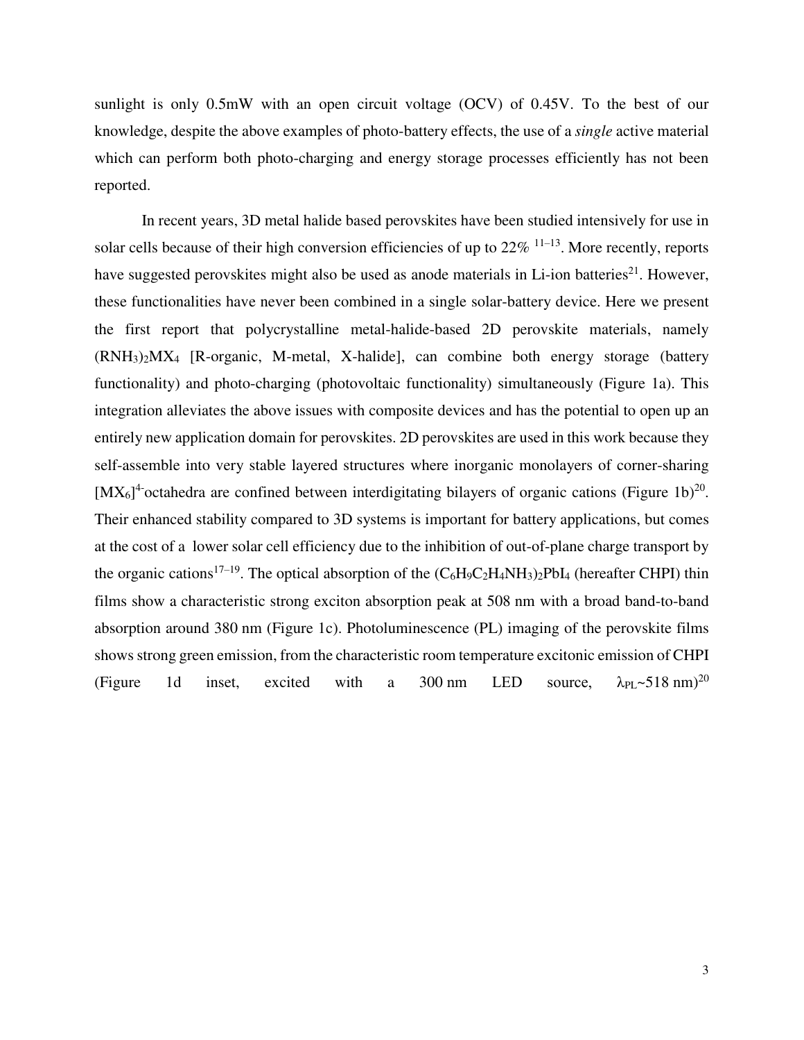sunlight is only 0.5mW with an open circuit voltage (OCV) of 0.45V. To the best of our knowledge, despite the above examples of photo-battery effects, the use of a *single* active material which can perform both photo-charging and energy storage processes efficiently has not been reported.

In recent years, 3D metal halide based perovskites have been studied intensively for use in solar cells because of their high conversion efficiencies of up to 22% [11–13]. More recently, reports have suggested perovskites might also be used as anode materials in Li-ion batteries[21]. However, these functionalities have never been combined in a single solar-battery device. Here we present the first report that polycrystalline metal-halide-based 2D perovskite materials, namely $(RNH_3)_2MX_4$ [R-organic, M-metal, X-halide], can combine both energy storage (battery functionality) and photo-charging (photovoltaic functionality) simultaneously (Figure 1a). This integration alleviates the above issues with composite devices and has the potential to open up an entirely new application domain for perovskites. 2D perovskites are used in this work because they self-assemble into very stable layered structures where inorganic monolayers of corner-sharing $[MX_6]^{4-}$octahedra are confined between interdigitating bilayers of organic cations (Figure 1b)[20]. Their enhanced stability compared to 3D systems is important for battery applications, but comes at the cost of a lower solar cell efficiency due to the inhibition of out-of-plane charge transport by the organic cations[17–19]. The optical absorption of the $(C_6H_9C_2H_4NH_3)_2PbI_4$ (hereafter CHPI) thin films show a characteristic strong exciton absorption peak at 508 nm with a broad band-to-band absorption around 380 nm (Figure 1c). Photoluminescence (PL) imaging of the perovskite films shows strong green emission, from the characteristic room temperature excitonic emission of CHPI (Figure 1d inset, excited with a 300 nm LED source, $\lambda_{PL}$~518 nm)[20]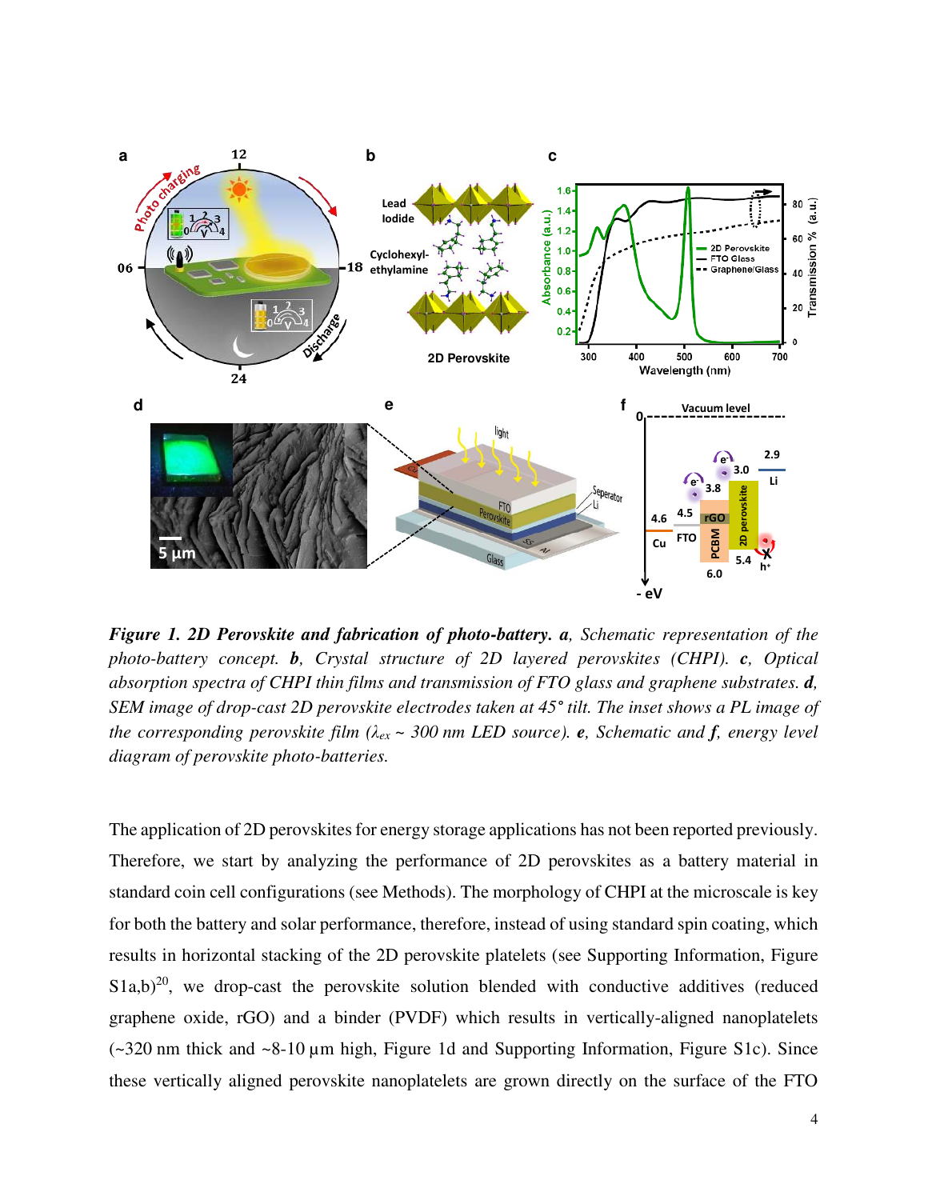**Figure 1. 2D Perovskite and fabrication of photo-battery.** ***a**, Schematic representation of the photo-battery concept.* ***b**, Crystal structure of 2D layered perovskites (CHPI).* ***c**, Optical absorption spectra of CHPI thin films and transmission of FTO glass and graphene substrates.* ***d**, SEM image of drop-cast 2D perovskite electrodes taken at 45° tilt. The inset shows a PL image of the corresponding perovskite film ($\lambda_{ex}$ ~ 300 nm LED source).* ***e**, Schematic and **f**, energy level diagram of perovskite photo-batteries.*

The application of 2D perovskites for energy storage applications has not been reported previously. Therefore, we start by analyzing the performance of 2D perovskites as a battery material in standard coin cell configurations (see Methods). The morphology of CHPI at the microscale is key for both the battery and solar performance, therefore, instead of using standard spin coating, which results in horizontal stacking of the 2D perovskite platelets (see Supporting Information, Figure S1a,b)[20], we drop-cast the perovskite solution blended with conductive additives (reduced graphene oxide, rGO) and a binder (PVDF) which results in vertically-aligned nanoplatelets (~320 nm thick and ~8-10 µm high, Figure 1d and Supporting Information, Figure S1c). Since these vertically aligned perovskite nanoplatelets are grown directly on the surface of the FTO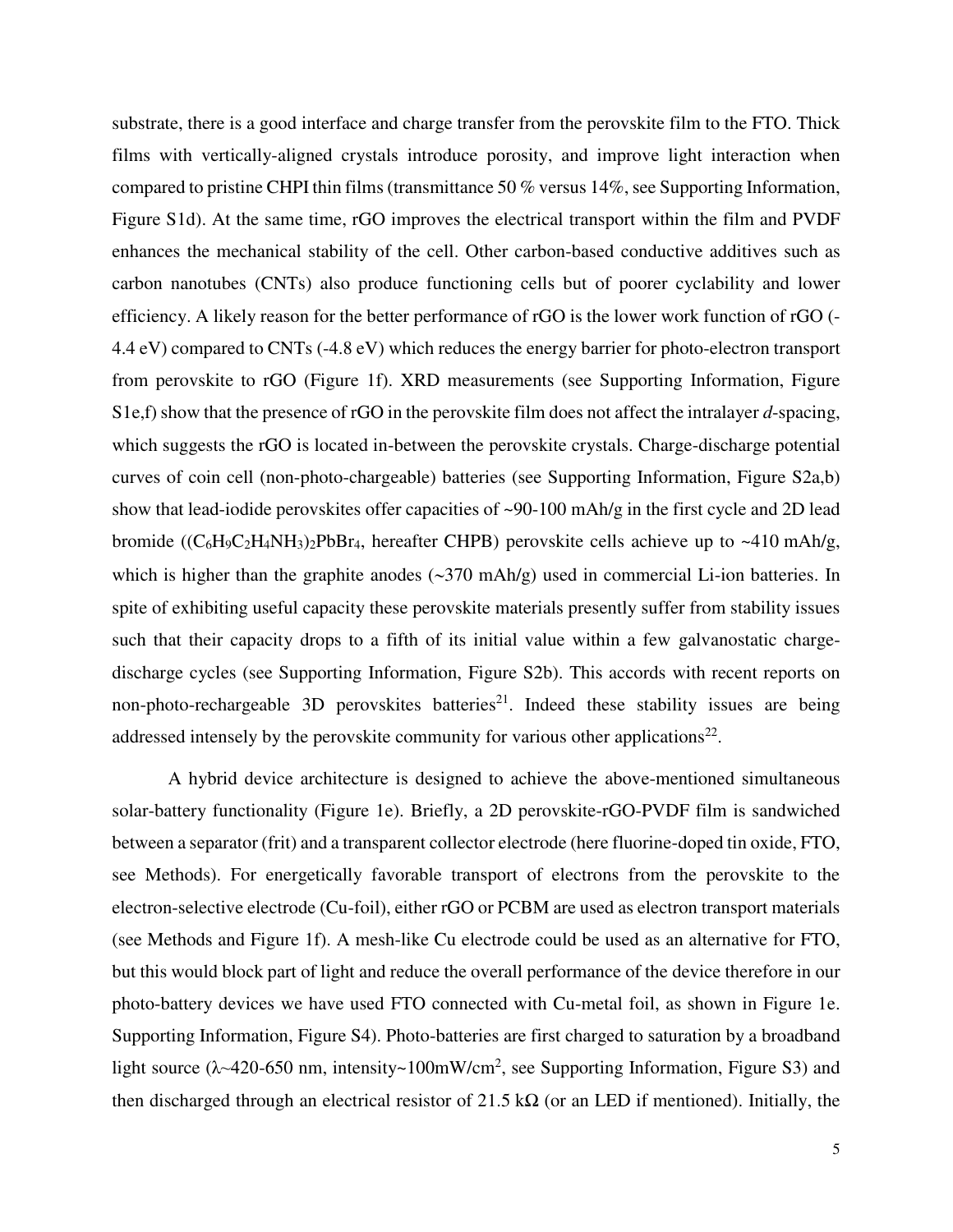substrate, there is a good interface and charge transfer from the perovskite film to the FTO. Thick films with vertically-aligned crystals introduce porosity, and improve light interaction when compared to pristine CHPI thin films (transmittance 50 % versus 14%, see Supporting Information, Figure S1d). At the same time, rGO improves the electrical transport within the film and PVDF enhances the mechanical stability of the cell. Other carbon-based conductive additives such as carbon nanotubes (CNTs) also produce functioning cells but of poorer cyclability and lower efficiency. A likely reason for the better performance of rGO is the lower work function of rGO (-4.4 eV) compared to CNTs (-4.8 eV) which reduces the energy barrier for photo-electron transport from perovskite to rGO (Figure 1f). XRD measurements (see Supporting Information, Figure S1e,f) show that the presence of rGO in the perovskite film does not affect the intralayer *d*-spacing, which suggests the rGO is located in-between the perovskite crystals. Charge-discharge potential curves of coin cell (non-photo-chargeable) batteries (see Supporting Information, Figure S2a,b) show that lead-iodide perovskites offer capacities of ~90-100 mAh/g in the first cycle and 2D lead bromide ($(C_6H_9C_2H_4NH_3)_2PbBr_4$, hereafter CHPB) perovskite cells achieve up to ~410 mAh/g, which is higher than the graphite anodes (~370 mAh/g) used in commercial Li-ion batteries. In spite of exhibiting useful capacity these perovskite materials presently suffer from stability issues such that their capacity drops to a fifth of its initial value within a few galvanostatic charge-discharge cycles (see Supporting Information, Figure S2b). This accords with recent reports on non-photo-rechargeable 3D perovskites batteries[21]. Indeed these stability issues are being addressed intensely by the perovskite community for various other applications[22].

A hybrid device architecture is designed to achieve the above-mentioned simultaneous solar-battery functionality (Figure 1e). Briefly, a 2D perovskite-rGO-PVDF film is sandwiched between a separator (frit) and a transparent collector electrode (here fluorine-doped tin oxide, FTO, see Methods). For energetically favorable transport of electrons from the perovskite to the electron-selective electrode (Cu-foil), either rGO or PCBM are used as electron transport materials (see Methods and Figure 1f). A mesh-like Cu electrode could be used as an alternative for FTO, but this would block part of light and reduce the overall performance of the device therefore in our photo-battery devices we have used FTO connected with Cu-metal foil, as shown in Figure 1e. Supporting Information, Figure S4). Photo-batteries are first charged to saturation by a broadband light source ($\lambda$~420-650 nm, intensity~100mW/cm$^2$, see Supporting Information, Figure S3) and then discharged through an electrical resistor of 21.5 k$\Omega$ (or an LED if mentioned). Initially, the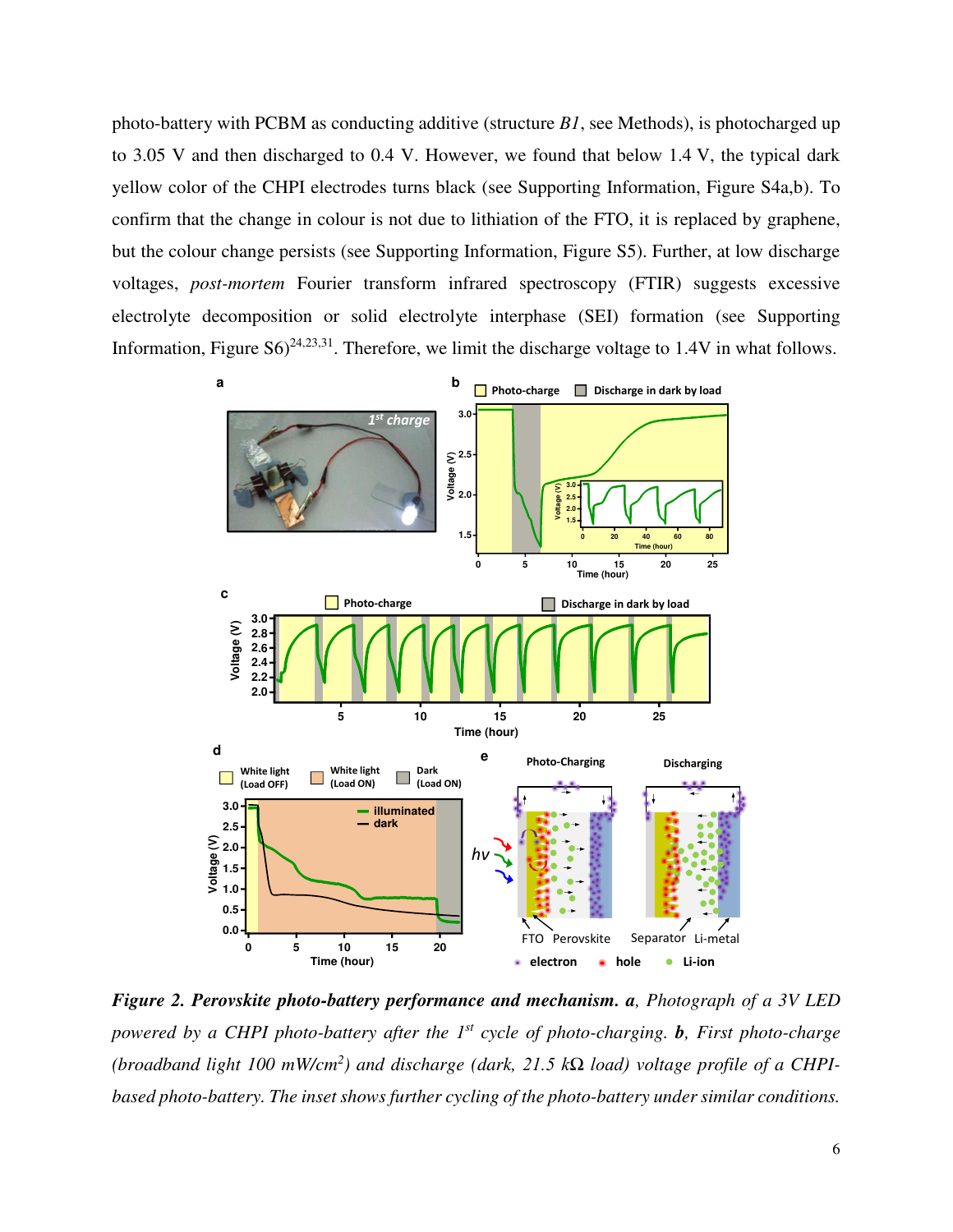photo-battery with PCBM as conducting additive (structure *B1*, see Methods), is photocharged up to 3.05 V and then discharged to 0.4 V. However, we found that below 1.4 V, the typical dark yellow color of the CHPI electrodes turns black (see Supporting Information, Figure S4a,b). To confirm that the change in colour is not due to lithiation of the FTO, it is replaced by graphene, but the colour change persists (see Supporting Information, Figure S5). Further, at low discharge voltages, *post-mortem* Fourier transform infrared spectroscopy (FTIR) suggests excessive electrolyte decomposition or solid electrolyte interphase (SEI) formation (see Supporting Information, Figure S6)[24,23,31]. Therefore, we limit the discharge voltage to 1.4V in what follows.

***Figure 2. Perovskite photo-battery performance and mechanism. a****, Photograph of a 3V LED powered by a CHPI photo-battery after the 1st cycle of photo-charging.* ***b****, First photo-charge (broadband light 100 mW/cm$^2$) and discharge (dark, 21.5 kΩ load) voltage profile of a CHPI-based photo-battery. The inset shows further cycling of the photo-battery under similar conditions.*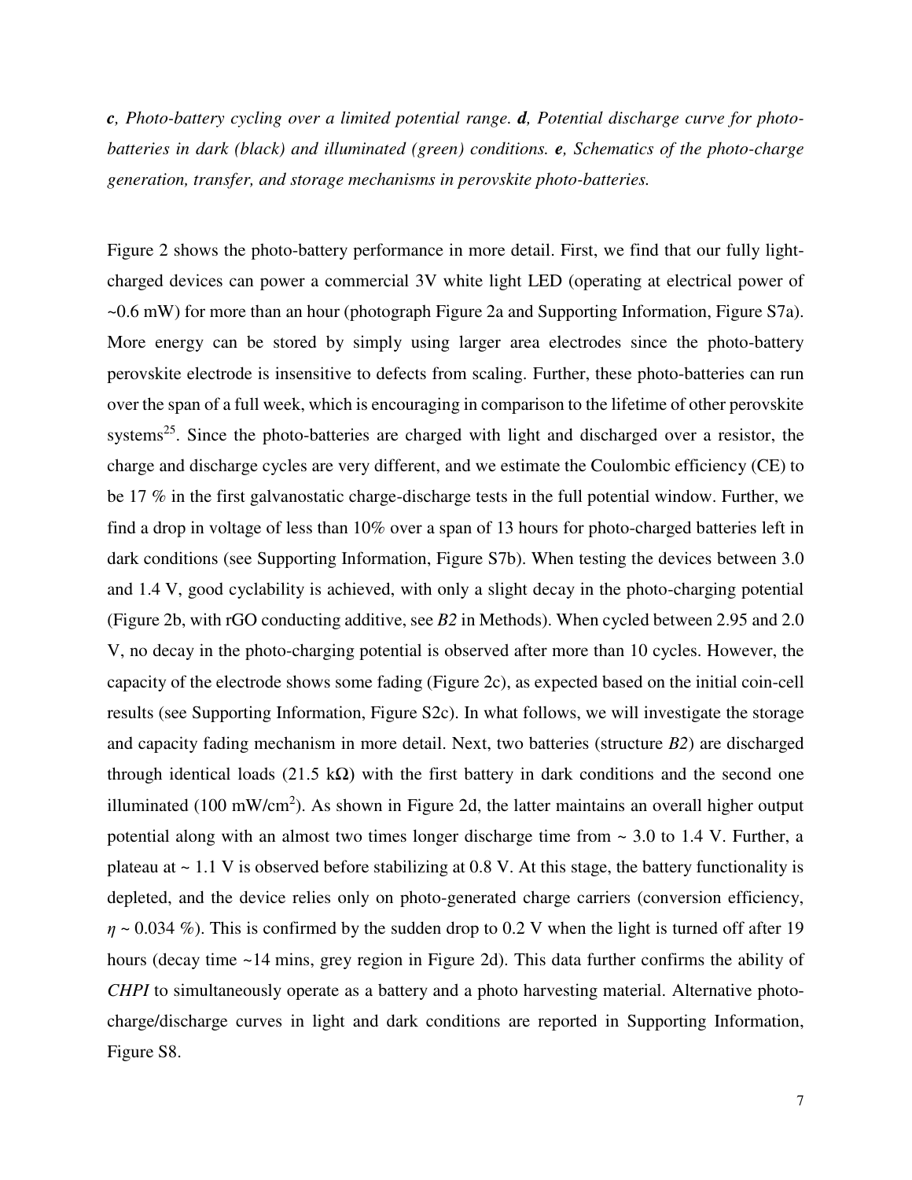***c**, Photo-battery cycling over a limited potential range. **d**, Potential discharge curve for photo-batteries in dark (black) and illuminated (green) conditions. **e**, Schematics of the photo-charge generation, transfer, and storage mechanisms in perovskite photo-batteries.*

Figure 2 shows the photo-battery performance in more detail. First, we find that our fully light-charged devices can power a commercial 3V white light LED (operating at electrical power of ~0.6 mW) for more than an hour (photograph Figure 2a and Supporting Information, Figure S7a). More energy can be stored by simply using larger area electrodes since the photo-battery perovskite electrode is insensitive to defects from scaling. Further, these photo-batteries can run over the span of a full week, which is encouraging in comparison to the lifetime of other perovskite systems[25]. Since the photo-batteries are charged with light and discharged over a resistor, the charge and discharge cycles are very different, and we estimate the Coulombic efficiency (CE) to be 17 % in the first galvanostatic charge-discharge tests in the full potential window. Further, we find a drop in voltage of less than 10% over a span of 13 hours for photo-charged batteries left in dark conditions (see Supporting Information, Figure S7b). When testing the devices between 3.0 and 1.4 V, good cyclability is achieved, with only a slight decay in the photo-charging potential (Figure 2b, with rGO conducting additive, see *B2* in Methods). When cycled between 2.95 and 2.0 V, no decay in the photo-charging potential is observed after more than 10 cycles. However, the capacity of the electrode shows some fading (Figure 2c), as expected based on the initial coin-cell results (see Supporting Information, Figure S2c). In what follows, we will investigate the storage and capacity fading mechanism in more detail. Next, two batteries (structure *B2*) are discharged through identical loads (21.5 kΩ) with the first battery in dark conditions and the second one illuminated (100 $mW/cm^2$). As shown in Figure 2d, the latter maintains an overall higher output potential along with an almost two times longer discharge time from ~ 3.0 to 1.4 V. Further, a plateau at ~ 1.1 V is observed before stabilizing at 0.8 V. At this stage, the battery functionality is depleted, and the device relies only on photo-generated charge carriers (conversion efficiency, $\eta$ ~ 0.034 %). This is confirmed by the sudden drop to 0.2 V when the light is turned off after 19 hours (decay time ~14 mins, grey region in Figure 2d). This data further confirms the ability of *CHPI* to simultaneously operate as a battery and a photo harvesting material. Alternative photo-charge/discharge curves in light and dark conditions are reported in Supporting Information, Figure S8.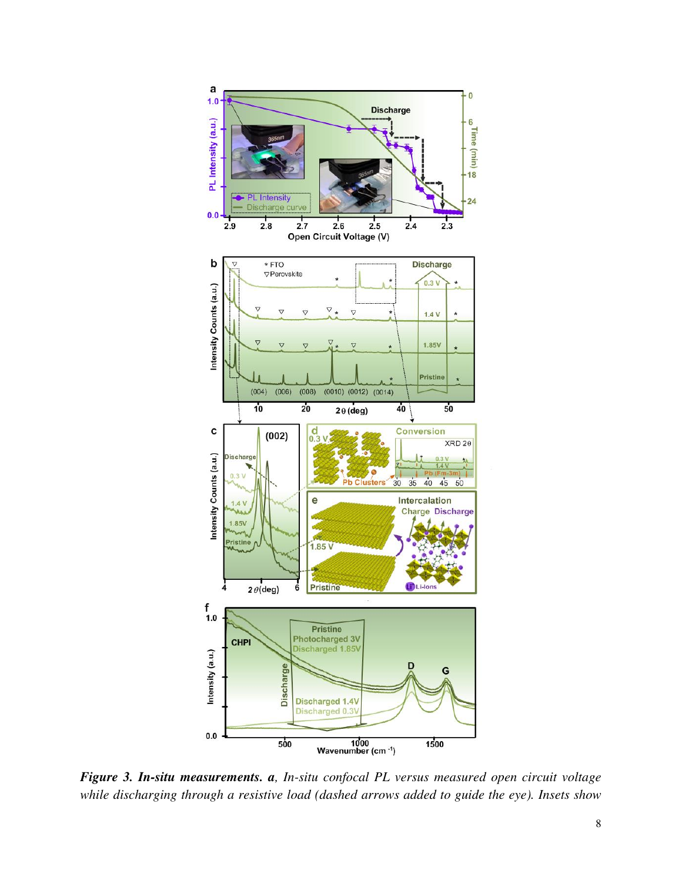***Figure 3. In-situ measurements. a**, In-situ confocal PL versus measured open circuit voltage while discharging through a resistive load (dashed arrows added to guide the eye). Insets show*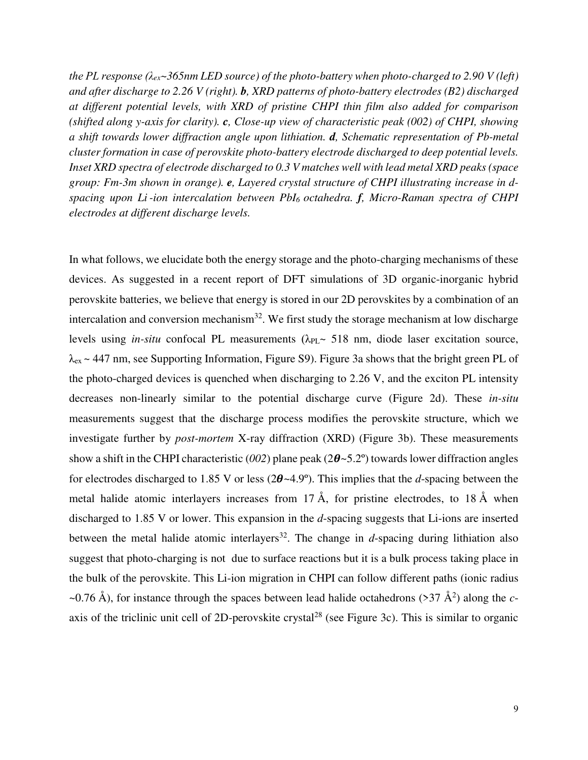*the PL response ($\lambda_{ex}$~365nm LED source) of the photo-battery when photo-charged to 2.90 V (left) and after discharge to 2.26 V (right).* ***b****, XRD patterns of photo-battery electrodes (B2) discharged at different potential levels, with XRD of pristine CHPI thin film also added for comparison (shifted along y-axis for clarity).* ***c****, Close-up view of characteristic peak (002) of CHPI, showing a shift towards lower diffraction angle upon lithiation.* ***d****, Schematic representation of Pb-metal cluster formation in case of perovskite photo-battery electrode discharged to deep potential levels. Inset XRD spectra of electrode discharged to 0.3 V matches well with lead metal XRD peaks (space group: Fm-3m shown in orange).* ***e****, Layered crystal structure of CHPI illustrating increase in d-spacing upon Li-ion intercalation between $PbI_6$ octahedra.* ***f****, Micro-Raman spectra of CHPI electrodes at different discharge levels.*

In what follows, we elucidate both the energy storage and the photo-charging mechanisms of these devices. As suggested in a recent report of DFT simulations of 3D organic-inorganic hybrid perovskite batteries, we believe that energy is stored in our 2D perovskites by a combination of an intercalation and conversion mechanism[32]. We first study the storage mechanism at low discharge levels using *in-situ* confocal PL measurements ($\lambda_{PL}$~ 518 nm, diode laser excitation source, $\lambda_{ex}$ ~ 447 nm, see Supporting Information, Figure S9). Figure 3a shows that the bright green PL of the photo-charged devices is quenched when discharging to 2.26 V, and the exciton PL intensity decreases non-linearly similar to the potential discharge curve (Figure 2d). These *in-situ* measurements suggest that the discharge process modifies the perovskite structure, which we investigate further by *post-mortem* X-ray diffraction (XRD) (Figure 3b). These measurements show a shift in the CHPI characteristic (*002*) plane peak ($2\theta$~5.2º) towards lower diffraction angles for electrodes discharged to 1.85 V or less ($2\theta$~4.9º). This implies that the *d*-spacing between the metal halide atomic interlayers increases from 17 Å, for pristine electrodes, to 18 Å when discharged to 1.85 V or lower. This expansion in the *d*-spacing suggests that Li-ions are inserted between the metal halide atomic interlayers[32]. The change in *d*-spacing during lithiation also suggest that photo-charging is not due to surface reactions but it is a bulk process taking place in the bulk of the perovskite. This Li-ion migration in CHPI can follow different paths (ionic radius ~0.76 Å), for instance through the spaces between lead halide octahedrons (>37 Å$^2$) along the *c*-axis of the triclinic unit cell of 2D-perovskite crystal[28] (see Figure 3c). This is similar to organic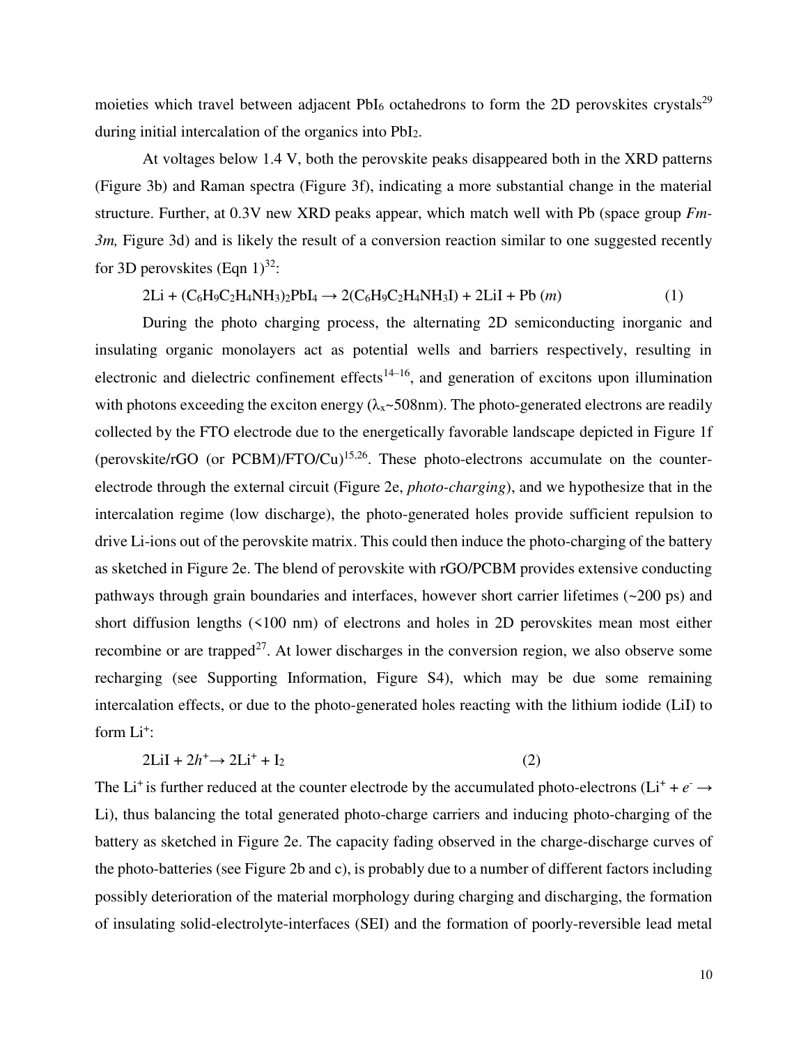moieties which travel between adjacent $PbI_6$ octahedrons to form the 2D perovskites crystals[29] during initial intercalation of the organics into $PbI_2$.

At voltages below 1.4 V, both the perovskite peaks disappeared both in the XRD patterns (Figure 3b) and Raman spectra (Figure 3f), indicating a more substantial change in the material structure. Further, at 0.3V new XRD peaks appear, which match well with Pb (space group *Fm-3m,* Figure 3d) and is likely the result of a conversion reaction similar to one suggested recently for 3D perovskites (Eqn 1)[32]:

$$2Li + (C_6H_9C_2H_4NH_3)_2PbI_4 \rightarrow 2(C_6H_9C_2H_4NH_3I) + 2LiI + Pb\ (m) \qquad (1)$$

During the photo charging process, the alternating 2D semiconducting inorganic and insulating organic monolayers act as potential wells and barriers respectively, resulting in electronic and dielectric confinement effects[14–16], and generation of excitons upon illumination with photons exceeding the exciton energy ($\lambda_x$~508nm). The photo-generated electrons are readily collected by the FTO electrode due to the energetically favorable landscape depicted in Figure 1f (perovskite/rGO (or PCBM)/FTO/Cu)[15,26]. These photo-electrons accumulate on the counter-electrode through the external circuit (Figure 2e, *photo-charging*), and we hypothesize that in the intercalation regime (low discharge), the photo-generated holes provide sufficient repulsion to drive Li-ions out of the perovskite matrix. This could then induce the photo-charging of the battery as sketched in Figure 2e. The blend of perovskite with rGO/PCBM provides extensive conducting pathways through grain boundaries and interfaces, however short carrier lifetimes (~200 ps) and short diffusion lengths (<100 nm) of electrons and holes in 2D perovskites mean most either recombine or are trapped[27]. At lower discharges in the conversion region, we also observe some recharging (see Supporting Information, Figure S4), which may be due some remaining intercalation effects, or due to the photo-generated holes reacting with the lithium iodide (LiI) to form $Li^+$:

$$2LiI + 2h^+ \rightarrow 2Li^+ + I_2 \qquad (2)$$

The $Li^+$ is further reduced at the counter electrode by the accumulated photo-electrons ($Li^+ + e^- \rightarrow Li$), thus balancing the total generated photo-charge carriers and inducing photo-charging of the battery as sketched in Figure 2e. The capacity fading observed in the charge-discharge curves of the photo-batteries (see Figure 2b and c), is probably due to a number of different factors including possibly deterioration of the material morphology during charging and discharging, the formation of insulating solid-electrolyte-interfaces (SEI) and the formation of poorly-reversible lead metal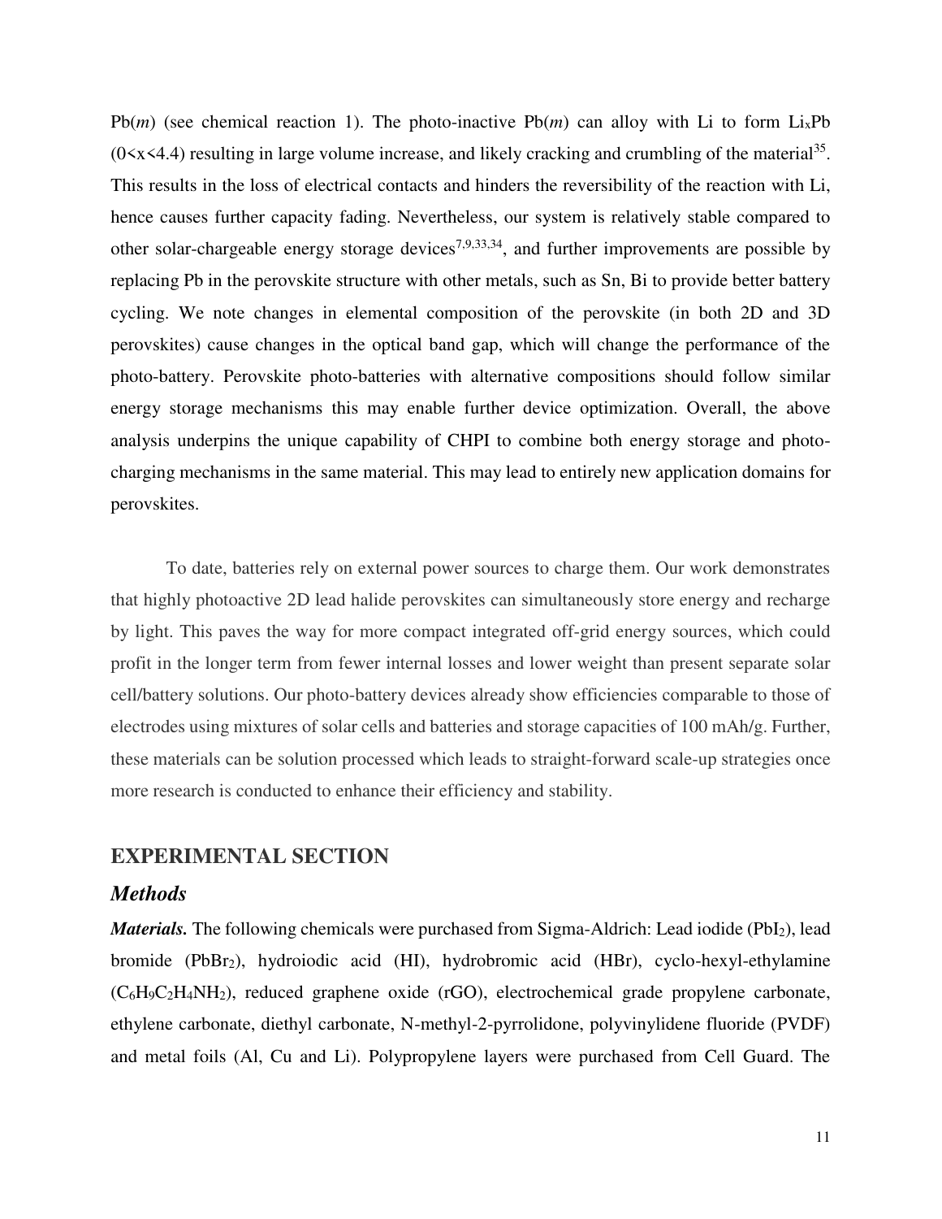Pb($m$) (see chemical reaction 1). The photo-inactive Pb($m$) can alloy with Li to form $Li_xPb$ ($0<x<4.4$) resulting in large volume increase, and likely cracking and crumbling of the material[35]. This results in the loss of electrical contacts and hinders the reversibility of the reaction with Li, hence causes further capacity fading. Nevertheless, our system is relatively stable compared to other solar-chargeable energy storage devices[7,9,33,34], and further improvements are possible by replacing Pb in the perovskite structure with other metals, such as Sn, Bi to provide better battery cycling. We note changes in elemental composition of the perovskite (in both 2D and 3D perovskites) cause changes in the optical band gap, which will change the performance of the photo-battery. Perovskite photo-batteries with alternative compositions should follow similar energy storage mechanisms this may enable further device optimization. Overall, the above analysis underpins the unique capability of CHPI to combine both energy storage and photo-charging mechanisms in the same material. This may lead to entirely new application domains for perovskites.

To date, batteries rely on external power sources to charge them. Our work demonstrates that highly photoactive 2D lead halide perovskites can simultaneously store energy and recharge by light. This paves the way for more compact integrated off-grid energy sources, which could profit in the longer term from fewer internal losses and lower weight than present separate solar cell/battery solutions. Our photo-battery devices already show efficiencies comparable to those of electrodes using mixtures of solar cells and batteries and storage capacities of 100 mAh/g. Further, these materials can be solution processed which leads to straight-forward scale-up strategies once more research is conducted to enhance their efficiency and stability.

## EXPERIMENTAL SECTION

### *Methods*

***Materials.*** The following chemicals were purchased from Sigma-Aldrich: Lead iodide ($PbI_2$), lead bromide ($PbBr_2$), hydroiodic acid (HI), hydrobromic acid (HBr), cyclo-hexyl-ethylamine ($C_6H_9C_2H_4NH_2$), reduced graphene oxide (rGO), electrochemical grade propylene carbonate, ethylene carbonate, diethyl carbonate, N-methyl-2-pyrrolidone, polyvinylidene fluoride (PVDF) and metal foils (Al, Cu and Li). Polypropylene layers were purchased from Cell Guard. The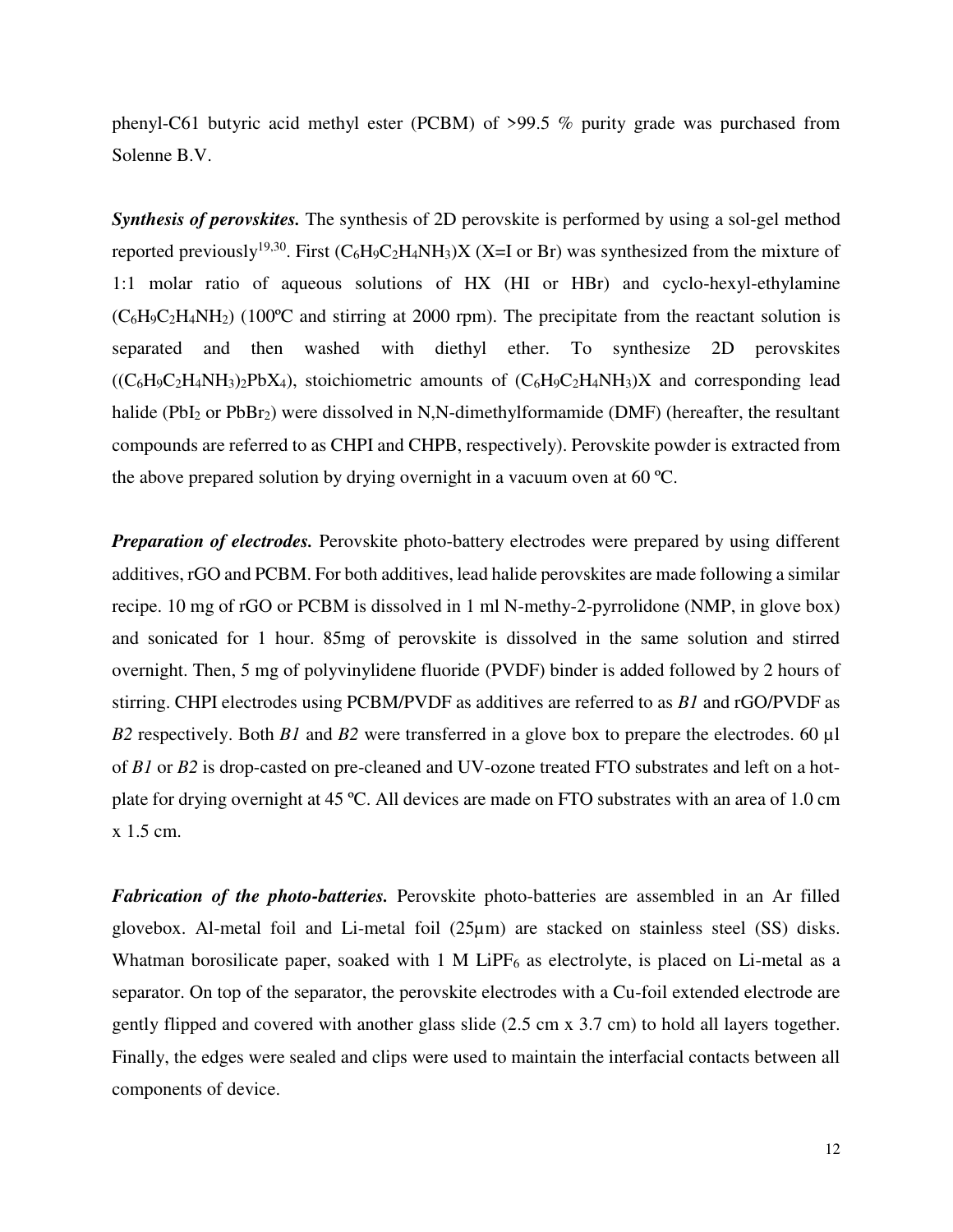phenyl-C61 butyric acid methyl ester (PCBM) of >99.5 % purity grade was purchased from Solenne B.V.

***Synthesis of perovskites.*** The synthesis of 2D perovskite is performed by using a sol-gel method reported previously[19,30]. First ($C_6H_9C_2H_4NH_3$)X (X=I or Br) was synthesized from the mixture of 1:1 molar ratio of aqueous solutions of HX (HI or HBr) and cyclo-hexyl-ethylamine ($C_6H_9C_2H_4NH_2$) (100ºC and stirring at 2000 rpm). The precipitate from the reactant solution is separated and then washed with diethyl ether. To synthesize 2D perovskites (($C_6H_9C_2H_4NH_3)_2PbX_4$), stoichiometric amounts of ($C_6H_9C_2H_4NH_3$)X and corresponding lead halide ($PbI_2$ or $PbBr_2$) were dissolved in N,N-dimethylformamide (DMF) (hereafter, the resultant compounds are referred to as CHPI and CHPB, respectively). Perovskite powder is extracted from the above prepared solution by drying overnight in a vacuum oven at 60 ºC.

***Preparation of electrodes.*** Perovskite photo-battery electrodes were prepared by using different additives, rGO and PCBM. For both additives, lead halide perovskites are made following a similar recipe. 10 mg of rGO or PCBM is dissolved in 1 ml N-methy-2-pyrrolidone (NMP, in glove box) and sonicated for 1 hour. 85mg of perovskite is dissolved in the same solution and stirred overnight. Then, 5 mg of polyvinylidene fluoride (PVDF) binder is added followed by 2 hours of stirring. CHPI electrodes using PCBM/PVDF as additives are referred to as *B1* and rGO/PVDF as *B2* respectively. Both *B1* and *B2* were transferred in a glove box to prepare the electrodes. 60 µl of *B1* or *B2* is drop-casted on pre-cleaned and UV-ozone treated FTO substrates and left on a hot-plate for drying overnight at 45 ºC. All devices are made on FTO substrates with an area of 1.0 cm x 1.5 cm.

***Fabrication of the photo-batteries.*** Perovskite photo-batteries are assembled in an Ar filled glovebox. Al-metal foil and Li-metal foil (25µm) are stacked on stainless steel (SS) disks. Whatman borosilicate paper, soaked with 1 M $LiPF_6$ as electrolyte, is placed on Li-metal as a separator. On top of the separator, the perovskite electrodes with a Cu-foil extended electrode are gently flipped and covered with another glass slide (2.5 cm x 3.7 cm) to hold all layers together. Finally, the edges were sealed and clips were used to maintain the interfacial contacts between all components of device.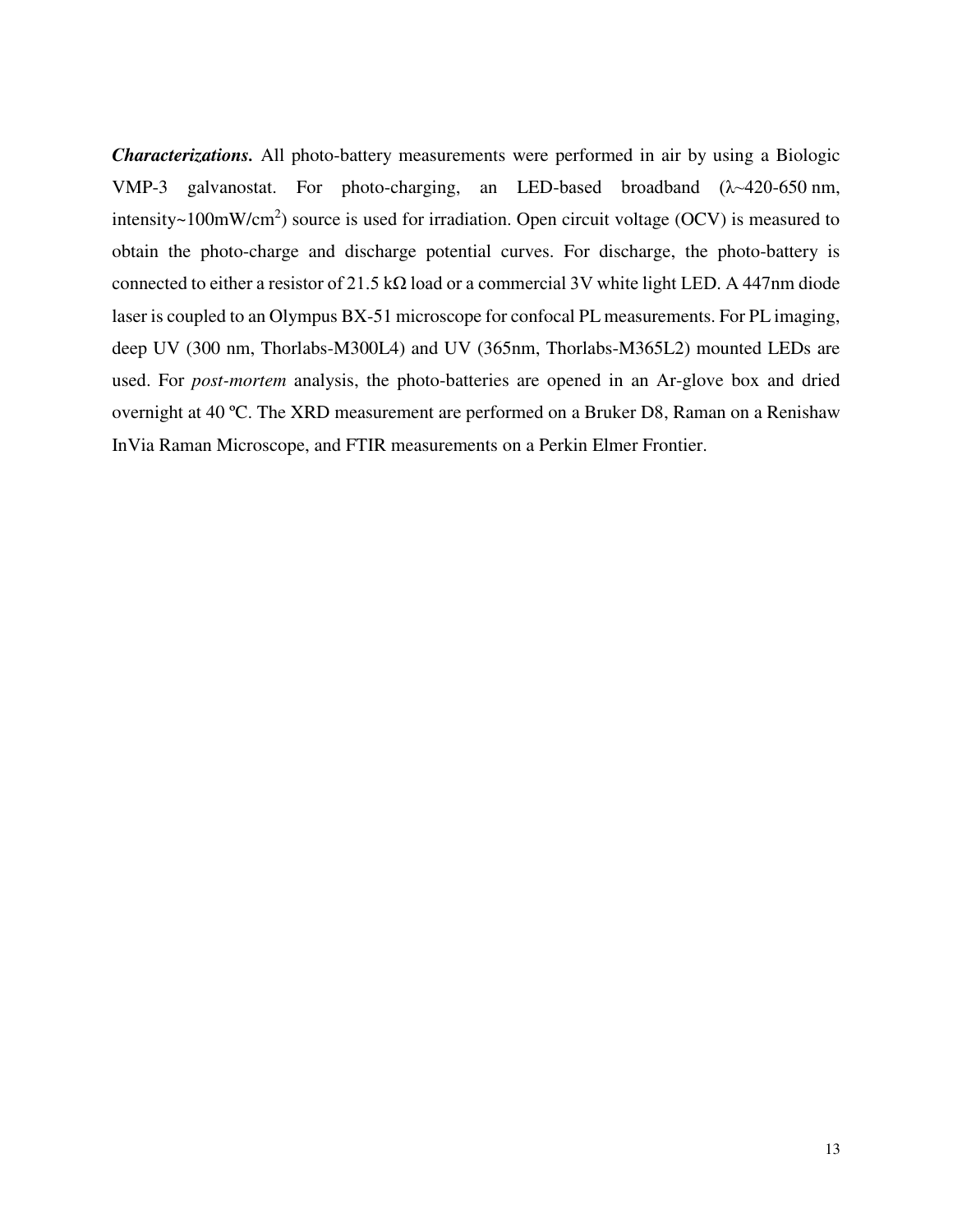***Characterizations.*** All photo-battery measurements were performed in air by using a Biologic VMP-3 galvanostat. For photo-charging, an LED-based broadband (λ~420-650 nm, intensity~100mW/cm$^2$) source is used for irradiation. Open circuit voltage (OCV) is measured to obtain the photo-charge and discharge potential curves. For discharge, the photo-battery is connected to either a resistor of 21.5 kΩ load or a commercial 3V white light LED. A 447nm diode laser is coupled to an Olympus BX-51 microscope for confocal PL measurements. For PL imaging, deep UV (300 nm, Thorlabs-M300L4) and UV (365nm, Thorlabs-M365L2) mounted LEDs are used. For *post-mortem* analysis, the photo-batteries are opened in an Ar-glove box and dried overnight at 40 ºC. The XRD measurement are performed on a Bruker D8, Raman on a Renishaw InVia Raman Microscope, and FTIR measurements on a Perkin Elmer Frontier.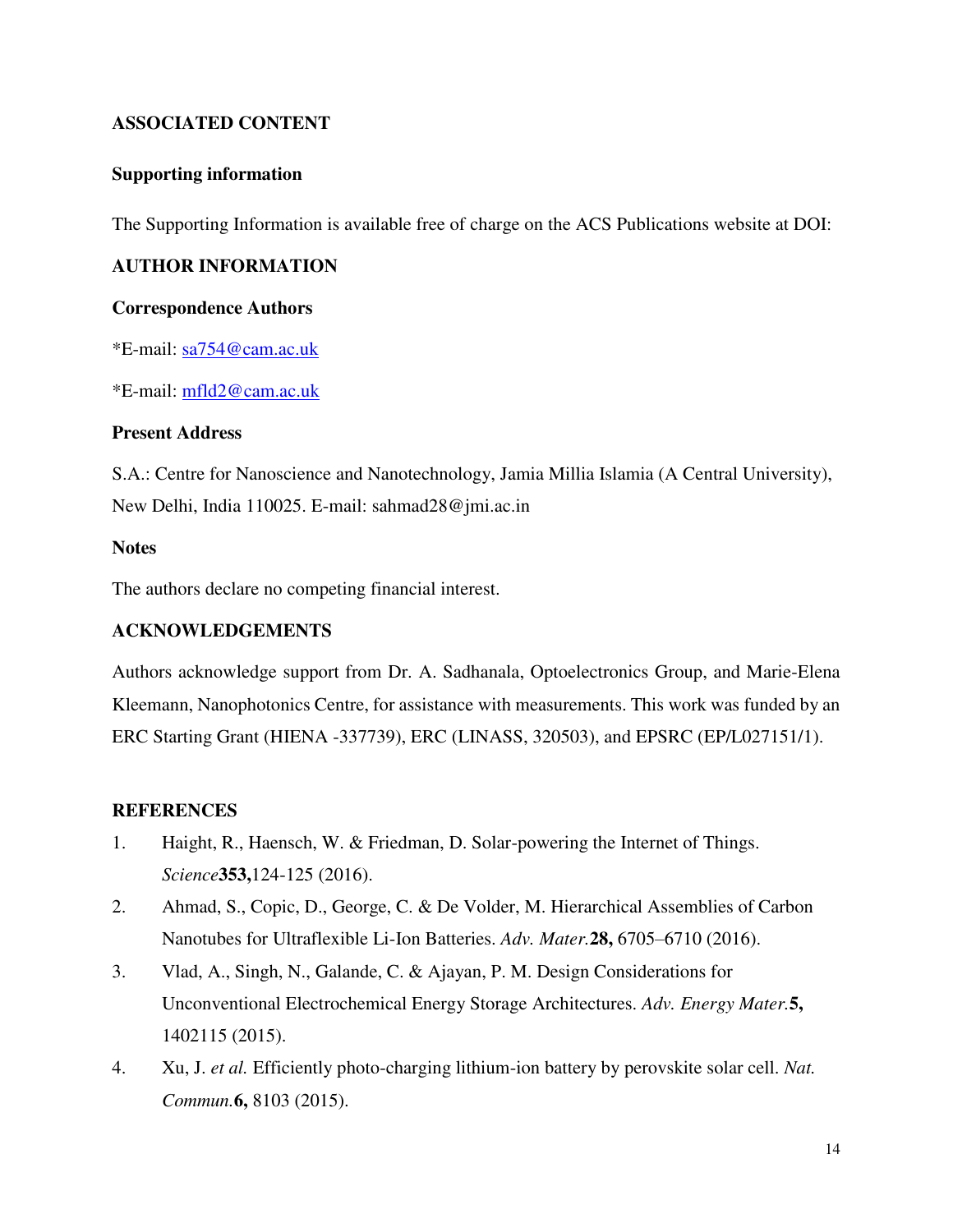## ASSOCIATED CONTENT

### Supporting information

The Supporting Information is available free of charge on the ACS Publications website at DOI:

## AUTHOR INFORMATION

### Correspondence Authors

*E-mail: sa754@cam.ac.uk

*E-mail: mfld2@cam.ac.uk

### Present Address

S.A.: Centre for Nanoscience and Nanotechnology, Jamia Millia Islamia (A Central University), New Delhi, India 110025. E-mail: sahmad28@jmi.ac.in

### Notes

The authors declare no competing financial interest.

## ACKNOWLEDGEMENTS

Authors acknowledge support from Dr. A. Sadhanala, Optoelectronics Group, and Marie-Elena Kleemann, Nanophotonics Centre, for assistance with measurements. This work was funded by an ERC Starting Grant (HIENA -337739), ERC (LINASS, 320503), and EPSRC (EP/L027151/1).

## REFERENCES

1. Haight, R., Haensch, W. & Friedman, D. Solar-powering the Internet of Things. *Science* **353,** 124-125 (2016).
2. Ahmad, S., Copic, D., George, C. & De Volder, M. Hierarchical Assemblies of Carbon Nanotubes for Ultraflexible Li-Ion Batteries. *Adv. Mater.* **28,** 6705–6710 (2016).
3. Vlad, A., Singh, N., Galande, C. & Ajayan, P. M. Design Considerations for Unconventional Electrochemical Energy Storage Architectures. *Adv. Energy Mater.* **5,** 1402115 (2015).
4. Xu, J. *et al.* Efficiently photo-charging lithium-ion battery by perovskite solar cell. *Nat. Commun.* **6,** 8103 (2015).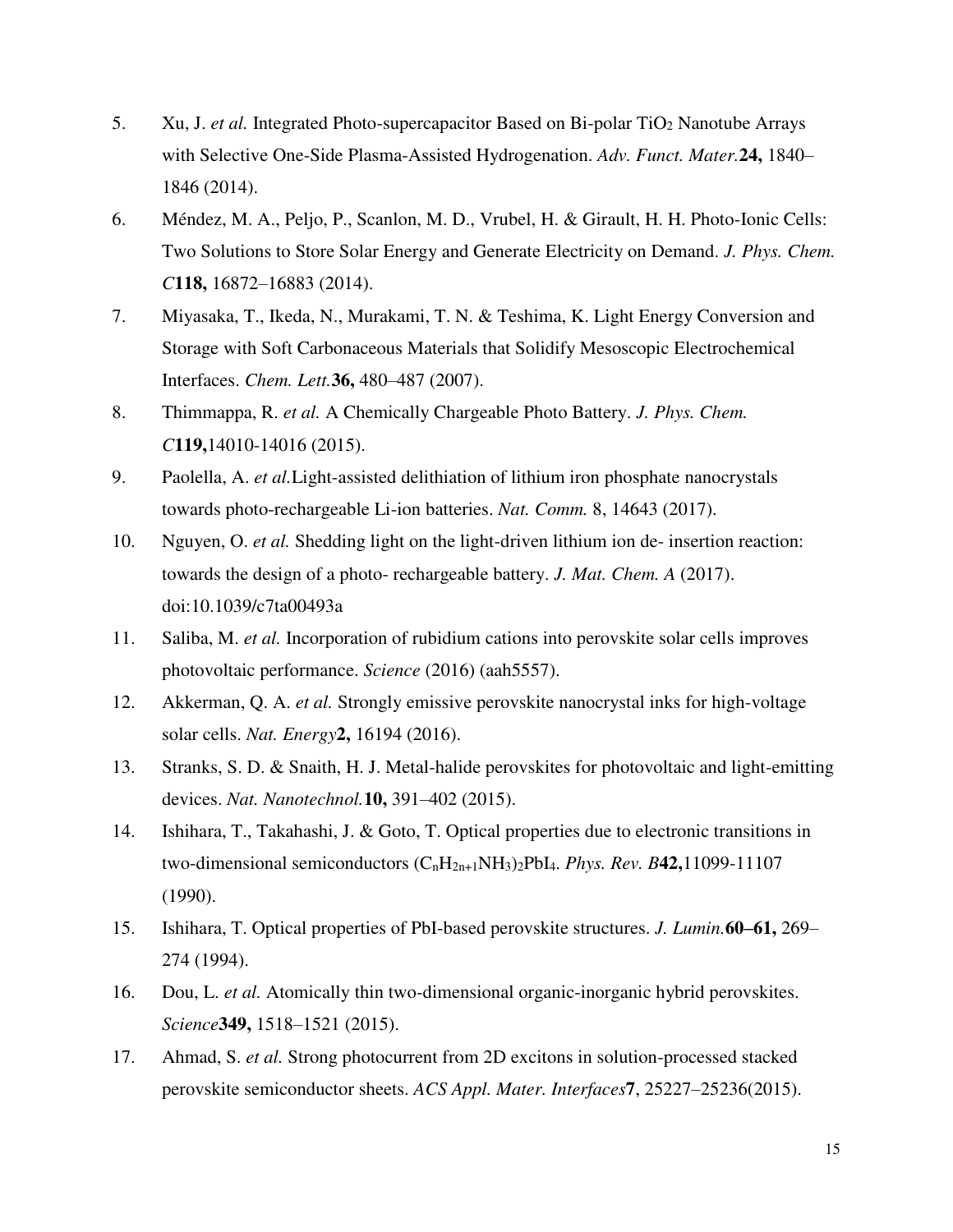5. Xu, J. *et al.* Integrated Photo-supercapacitor Based on Bi-polar $TiO_2$ Nanotube Arrays with Selective One-Side Plasma-Assisted Hydrogenation. *Adv. Funct. Mater.* **24,** 1840–1846 (2014).
6. Méndez, M. A., Peljo, P., Scanlon, M. D., Vrubel, H. & Girault, H. H. Photo-Ionic Cells: Two Solutions to Store Solar Energy and Generate Electricity on Demand. *J. Phys. Chem. C* **118,** 16872–16883 (2014).
7. Miyasaka, T., Ikeda, N., Murakami, T. N. & Teshima, K. Light Energy Conversion and Storage with Soft Carbonaceous Materials that Solidify Mesoscopic Electrochemical Interfaces. *Chem. Lett.* **36,** 480–487 (2007).
8. Thimmappa, R. *et al.* A Chemically Chargeable Photo Battery. *J. Phys. Chem. C* **119,** 14010-14016 (2015).
9. Paolella, A. *et al.* Light-assisted delithiation of lithium iron phosphate nanocrystals towards photo-rechargeable Li-ion batteries. *Nat. Comm.* 8, 14643 (2017).
10. Nguyen, O. *et al.* Shedding light on the light-driven lithium ion de- insertion reaction: towards the design of a photo- rechargeable battery. *J. Mat. Chem. A* (2017). doi:10.1039/c7ta00493a
11. Saliba, M. *et al.* Incorporation of rubidium cations into perovskite solar cells improves photovoltaic performance. *Science* (2016) (aah5557).
12. Akkerman, Q. A. *et al.* Strongly emissive perovskite nanocrystal inks for high-voltage solar cells. *Nat. Energy* **2,** 16194 (2016).
13. Stranks, S. D. & Snaith, H. J. Metal-halide perovskites for photovoltaic and light-emitting devices. *Nat. Nanotechnol.* **10,** 391–402 (2015).
14. Ishihara, T., Takahashi, J. & Goto, T. Optical properties due to electronic transitions in two-dimensional semiconductors $(C_nH_{2n+1}NH_3)_2PbI_4$. *Phys. Rev. B* **42,** 11099-11107 (1990).
15. Ishihara, T. Optical properties of PbI-based perovskite structures. *J. Lumin.* **60–61,** 269–274 (1994).
16. Dou, L. *et al.* Atomically thin two-dimensional organic-inorganic hybrid perovskites. *Science* **349,** 1518–1521 (2015).
17. Ahmad, S. *et al.* Strong photocurrent from 2D excitons in solution-processed stacked perovskite semiconductor sheets. *ACS Appl. Mater. Interfaces* **7**, 25227–25236(2015).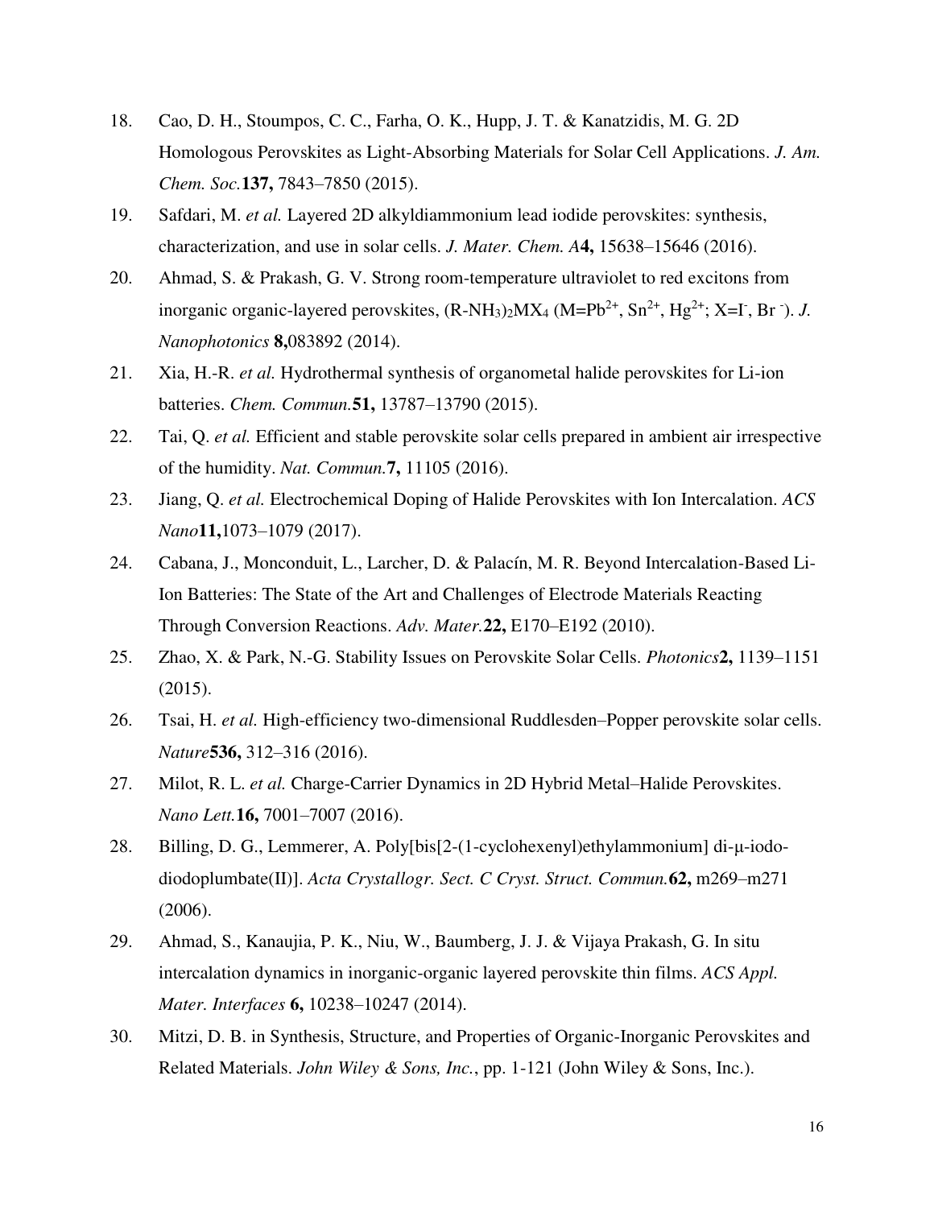18. Cao, D. H., Stoumpos, C. C., Farha, O. K., Hupp, J. T. & Kanatzidis, M. G. 2D Homologous Perovskites as Light-Absorbing Materials for Solar Cell Applications. *J. Am. Chem. Soc.* **137,** 7843–7850 (2015).
19. Safdari, M. *et al.* Layered 2D alkyldiammonium lead iodide perovskites: synthesis, characterization, and use in solar cells. *J. Mater. Chem. A* **4,** 15638–15646 (2016).
20. Ahmad, S. & Prakash, G. V. Strong room-temperature ultraviolet to red excitons from inorganic organic-layered perovskites, $(R\text{-}NH_3)_2MX_4$ ($M=Pb^{2+}$, $Sn^{2+}$, $Hg^{2+}$; $X=I^-$, $Br^-$). *J. Nanophotonics* **8,** 083892 (2014).
21. Xia, H.-R. *et al.* Hydrothermal synthesis of organometal halide perovskites for Li-ion batteries. *Chem. Commun.* **51,** 13787–13790 (2015).
22. Tai, Q. *et al.* Efficient and stable perovskite solar cells prepared in ambient air irrespective of the humidity. *Nat. Commun.* **7,** 11105 (2016).
23. Jiang, Q. *et al.* Electrochemical Doping of Halide Perovskites with Ion Intercalation. *ACS Nano* **11,** 1073–1079 (2017).
24. Cabana, J., Monconduit, L., Larcher, D. & Palacín, M. R. Beyond Intercalation-Based Li-Ion Batteries: The State of the Art and Challenges of Electrode Materials Reacting Through Conversion Reactions. *Adv. Mater.* **22,** E170–E192 (2010).
25. Zhao, X. & Park, N.-G. Stability Issues on Perovskite Solar Cells. *Photonics* **2,** 1139–1151 (2015).
26. Tsai, H. *et al.* High-efficiency two-dimensional Ruddlesden–Popper perovskite solar cells. *Nature* **536,** 312–316 (2016).
27. Milot, R. L. *et al.* Charge-Carrier Dynamics in 2D Hybrid Metal–Halide Perovskites. *Nano Lett.* **16,** 7001–7007 (2016).
28. Billing, D. G., Lemmerer, A. Poly[bis[2-(1-cyclohexenyl)ethylammonium] di-μ-iodo-diodoplumbate(II)]. *Acta Crystallogr. Sect. C Cryst. Struct. Commun.* **62,** m269–m271 (2006).
29. Ahmad, S., Kanaujia, P. K., Niu, W., Baumberg, J. J. & Vijaya Prakash, G. In situ intercalation dynamics in inorganic-organic layered perovskite thin films. *ACS Appl. Mater. Interfaces* **6,** 10238–10247 (2014).
30. Mitzi, D. B. in Synthesis, Structure, and Properties of Organic-Inorganic Perovskites and Related Materials. *John Wiley & Sons, Inc.*, pp. 1-121 (John Wiley & Sons, Inc.).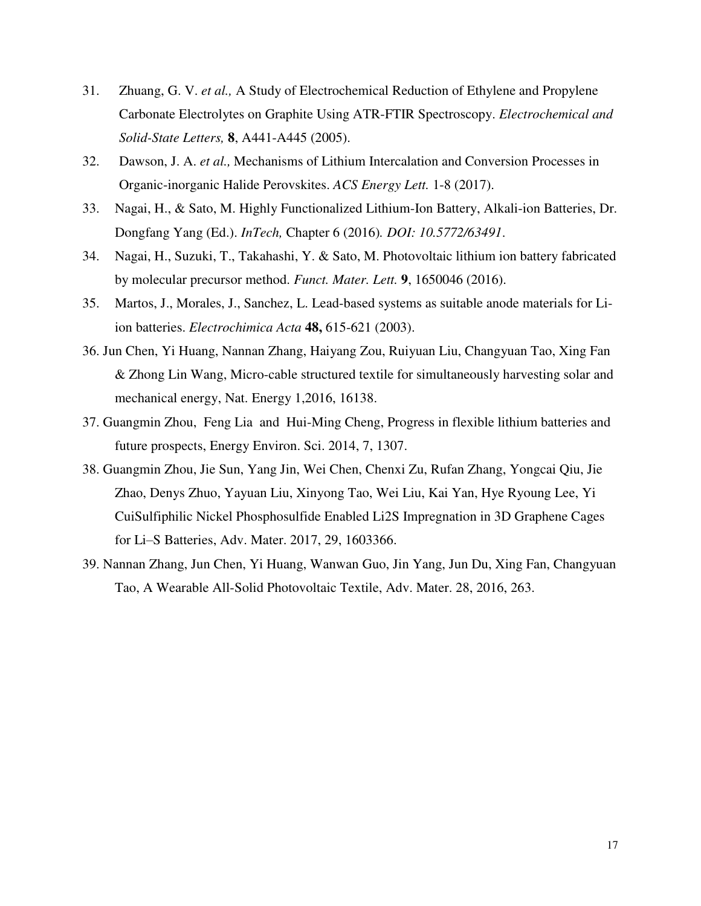31. Zhuang, G. V. *et al.,* A Study of Electrochemical Reduction of Ethylene and Propylene Carbonate Electrolytes on Graphite Using ATR-FTIR Spectroscopy. *Electrochemical and Solid-State Letters,* **8**, A441-A445 (2005).
32. Dawson, J. A. *et al.,* Mechanisms of Lithium Intercalation and Conversion Processes in Organic-inorganic Halide Perovskites. *ACS Energy Lett.* 1-8 (2017).
33. Nagai, H., & Sato, M. Highly Functionalized Lithium-Ion Battery, Alkali-ion Batteries, Dr. Dongfang Yang (Ed.). *InTech,* Chapter 6 (2016). *DOI: 10.5772/63491*.
34. Nagai, H., Suzuki, T., Takahashi, Y. & Sato, M. Photovoltaic lithium ion battery fabricated by molecular precursor method. *Funct. Mater. Lett.* **9**, 1650046 (2016).
35. Martos, J., Morales, J., Sanchez, L. Lead-based systems as suitable anode materials for Li-ion batteries. *Electrochimica Acta* **48,** 615-621 (2003).
36. Jun Chen, Yi Huang, Nannan Zhang, Haiyang Zou, Ruiyuan Liu, Changyuan Tao, Xing Fan & Zhong Lin Wang, Micro-cable structured textile for simultaneously harvesting solar and mechanical energy, Nat. Energy 1,2016, 16138.
37. Guangmin Zhou, Feng Lia and Hui-Ming Cheng, Progress in flexible lithium batteries and future prospects, Energy Environ. Sci. 2014, 7, 1307.
38. Guangmin Zhou, Jie Sun, Yang Jin, Wei Chen, Chenxi Zu, Rufan Zhang, Yongcai Qiu, Jie Zhao, Denys Zhuo, Yayuan Liu, Xinyong Tao, Wei Liu, Kai Yan, Hye Ryoung Lee, Yi CuiSulfiphilic Nickel Phosphosulfide Enabled Li2S Impregnation in 3D Graphene Cages for Li–S Batteries, Adv. Mater. 2017, 29, 1603366.
39. Nannan Zhang, Jun Chen, Yi Huang, Wanwan Guo, Jin Yang, Jun Du, Xing Fan, Changyuan Tao, A Wearable All-Solid Photovoltaic Textile, Adv. Mater. 28, 2016, 263.